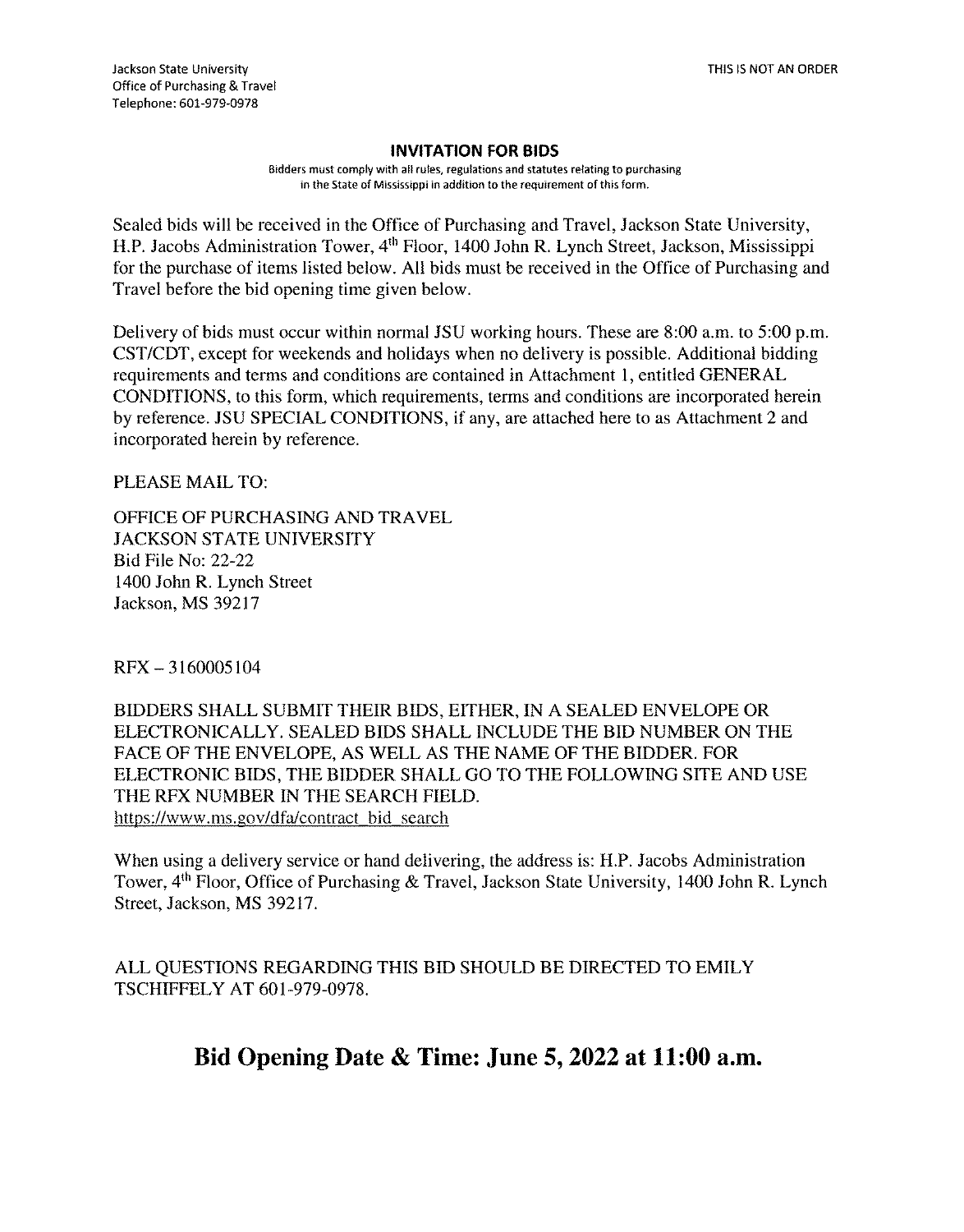Jackson State University
Office of Purchasing & Travel
Telephone: 601-979-0978

THIS IS NOT AN ORDER

## INVITATION FOR BIDS

Bidders must comply with all rules, regulations and statutes relating to purchasing in the State of Mississippi in addition to the requirement of this form.

Sealed bids will be received in the Office of Purchasing and Travel, Jackson State University, H.P. Jacobs Administration Tower, 4th Floor, 1400 John R. Lynch Street, Jackson, Mississippi for the purchase of items listed below. All bids must be received in the Office of Purchasing and Travel before the bid opening time given below.

Delivery of bids must occur within normal JSU working hours. These are 8:00 a.m. to 5:00 p.m. CST/CDT, except for weekends and holidays when no delivery is possible. Additional bidding requirements and terms and conditions are contained in Attachment 1, entitled GENERAL CONDITIONS, to this form, which requirements, terms and conditions are incorporated herein by reference. JSU SPECIAL CONDITIONS, if any, are attached here to as Attachment 2 and incorporated herein by reference.

PLEASE MAIL TO:

OFFICE OF PURCHASING AND TRAVEL
JACKSON STATE UNIVERSITY
Bid File No: 22-22
1400 John R. Lynch Street
Jackson, MS 39217

RFX – 3160005104

BIDDERS SHALL SUBMIT THEIR BIDS, EITHER, IN A SEALED ENVELOPE OR ELECTRONICALLY. SEALED BIDS SHALL INCLUDE THE BID NUMBER ON THE FACE OF THE ENVELOPE, AS WELL AS THE NAME OF THE BIDDER. FOR ELECTRONIC BIDS, THE BIDDER SHALL GO TO THE FOLLOWING SITE AND USE THE RFX NUMBER IN THE SEARCH FIELD.
https://www.ms.gov/dfa/contract_bid_search

When using a delivery service or hand delivering, the address is: H.P. Jacobs Administration Tower, 4th Floor, Office of Purchasing & Travel, Jackson State University, 1400 John R. Lynch Street, Jackson, MS 39217.

ALL QUESTIONS REGARDING THIS BID SHOULD BE DIRECTED TO EMILY TSCHIFFELY AT 601-979-0978.

## Bid Opening Date & Time: June 5, 2022 at 11:00 a.m.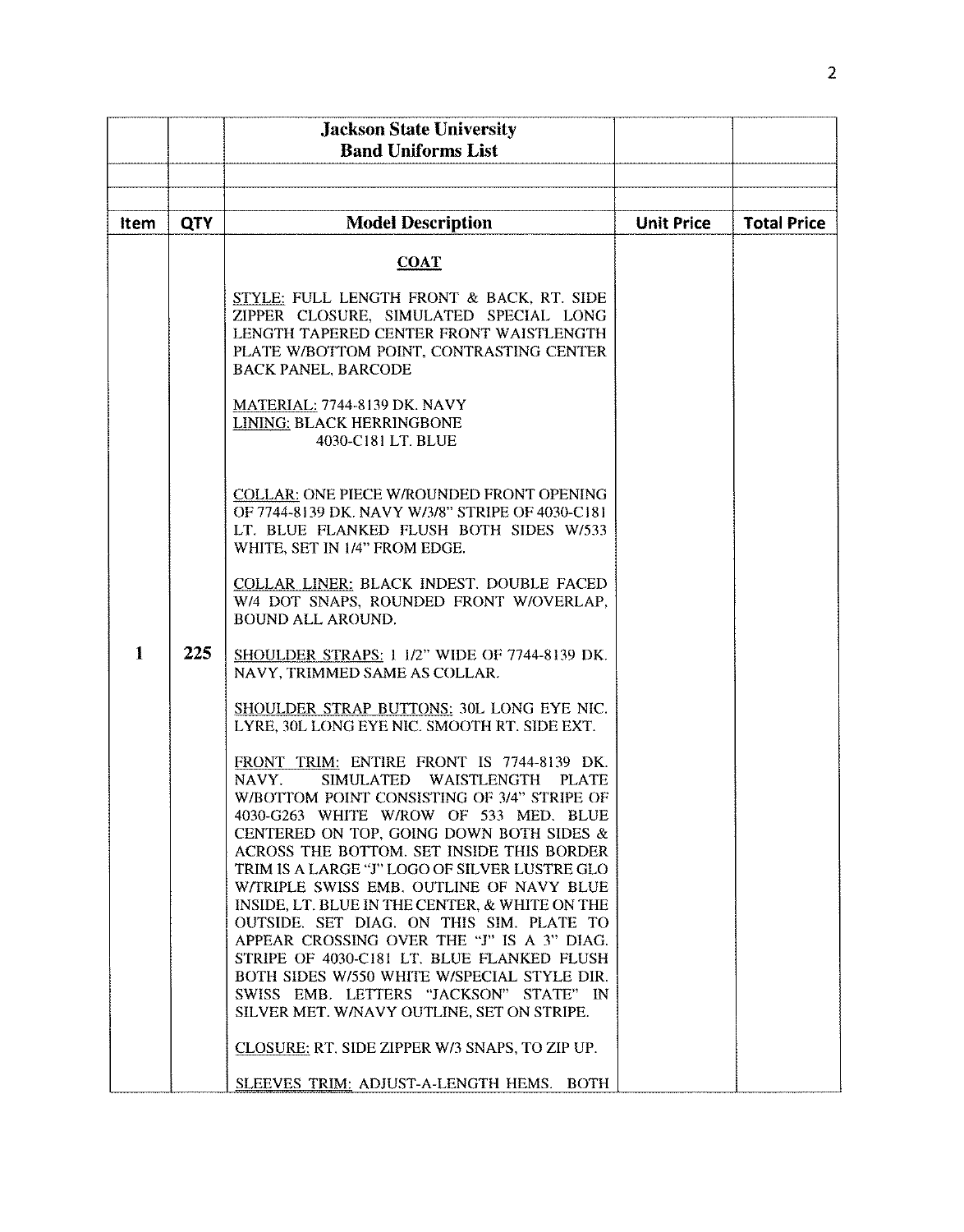| | | | | |
|---|---|---|---|---|
| | | **Jackson State University**<br>**Band Uniforms List** | | |
| | | | | |
| | | | | |
| **Item** | **QTY** | **Model Description** | **Unit Price** | **Total Price** |
| **1** | **225** | **COAT**<br><br>STYLE: FULL LENGTH FRONT & BACK, RT. SIDE ZIPPER CLOSURE, SIMULATED SPECIAL LONG LENGTH TAPERED CENTER FRONT WAISTLENGTH PLATE W/BOTTOM POINT, CONTRASTING CENTER BACK PANEL, BARCODE<br><br>MATERIAL: 7744-8139 DK. NAVY<br>LINING: BLACK HERRINGBONE<br>4030-C181 LT. BLUE<br><br>COLLAR: ONE PIECE W/ROUNDED FRONT OPENING OF 7744-8139 DK. NAVY W/3/8" STRIPE OF 4030-C181 LT. BLUE FLANKED FLUSH BOTH SIDES W/533 WHITE, SET IN 1/4" FROM EDGE.<br><br>COLLAR LINER: BLACK INDEST. DOUBLE FACED W/4 DOT SNAPS, ROUNDED FRONT W/OVERLAP, BOUND ALL AROUND.<br><br>SHOULDER STRAPS: 1 1/2" WIDE OF 7744-8139 DK. NAVY, TRIMMED SAME AS COLLAR.<br><br>SHOULDER STRAP BUTTONS: 30L LONG EYE NIC. LYRE, 30L LONG EYE NIC. SMOOTH RT. SIDE EXT.<br><br>FRONT TRIM: ENTIRE FRONT IS 7744-8139 DK. NAVY. SIMULATED WAISTLENGTH PLATE W/BOTTOM POINT CONSISTING OF 3/4" STRIPE OF 4030-G263 WHITE W/ROW OF 533 MED. BLUE CENTERED ON TOP, GOING DOWN BOTH SIDES & ACROSS THE BOTTOM. SET INSIDE THIS BORDER TRIM IS A LARGE "J" LOGO OF SILVER LUSTRE GLO W/TRIPLE SWISS EMB. OUTLINE OF NAVY BLUE INSIDE, LT. BLUE IN THE CENTER, & WHITE ON THE OUTSIDE. SET DIAG. ON THIS SIM. PLATE TO APPEAR CROSSING OVER THE "J" IS A 3" DIAG. STRIPE OF 4030-C181 LT. BLUE FLANKED FLUSH BOTH SIDES W/550 WHITE W/SPECIAL STYLE DIR. SWISS EMB. LETTERS "JACKSON" STATE" IN SILVER MET. W/NAVY OUTLINE, SET ON STRIPE.<br><br>CLOSURE: RT. SIDE ZIPPER W/3 SNAPS, TO ZIP UP.<br><br>SLEEVES TRIM: ADJUST-A-LENGTH HEMS. BOTH | | |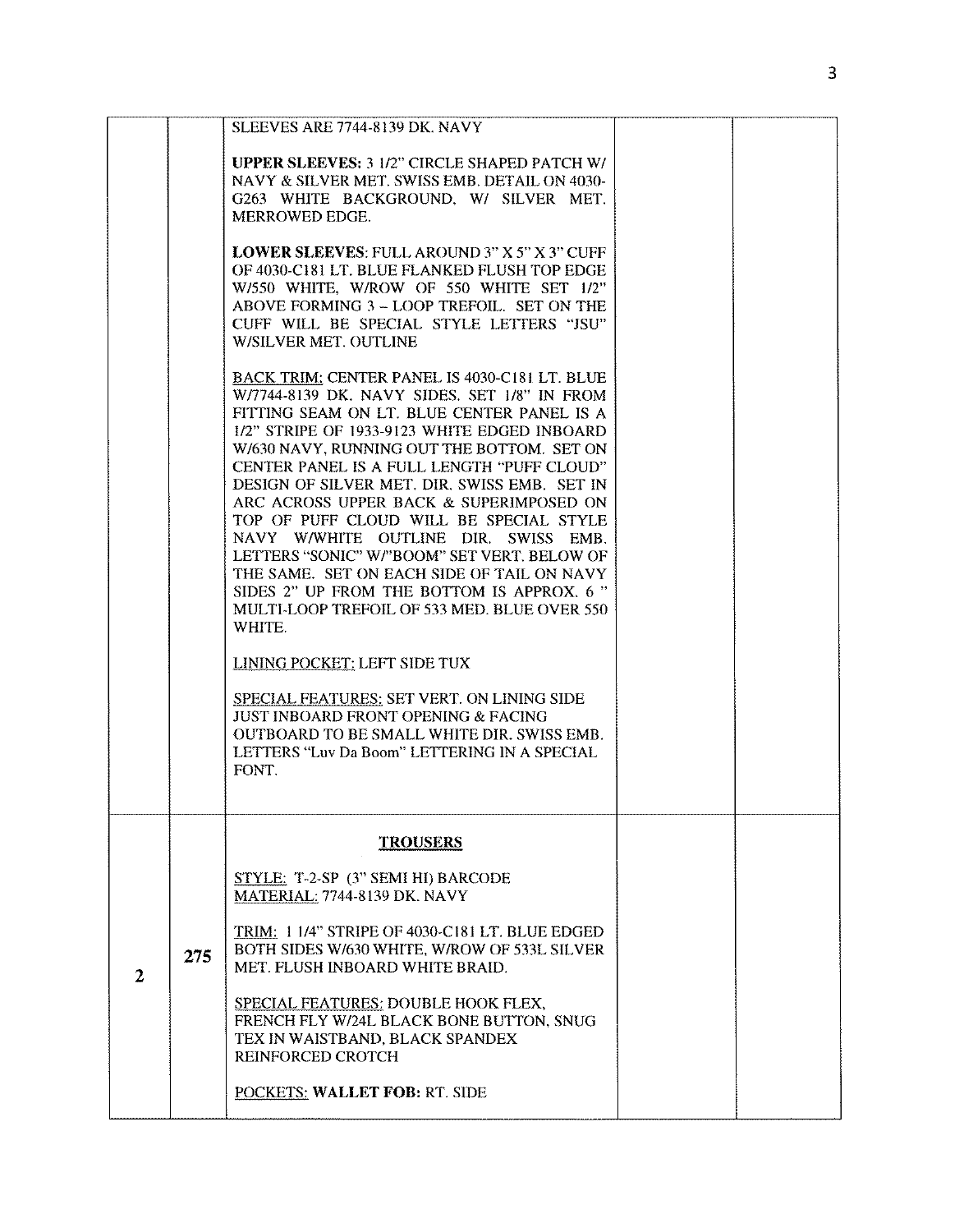| | | | | |
|---|---|---|---|---|
| | | SLEEVES ARE 7744-8139 DK. NAVY<br><br>**UPPER SLEEVES:** 3 1/2" CIRCLE SHAPED PATCH W/ NAVY & SILVER MET. SWISS EMB. DETAIL ON 4030-G263 WHITE BACKGROUND, W/ SILVER MET. MERROWED EDGE.<br><br>**LOWER SLEEVES**: FULL AROUND 3" X 5" X 3" CUFF OF 4030-C181 LT. BLUE FLANKED FLUSH TOP EDGE W/550 WHITE, W/ROW OF 550 WHITE SET 1/2" ABOVE FORMING 3 – LOOP TREFOIL. SET ON THE CUFF WILL BE SPECIAL STYLE LETTERS "JSU" W/SILVER MET. OUTLINE<br><br>BACK TRIM: CENTER PANEL IS 4030-C181 LT. BLUE W/7744-8139 DK. NAVY SIDES. SET 1/8" IN FROM FITTING SEAM ON LT. BLUE CENTER PANEL IS A 1/2" STRIPE OF 1933-9123 WHITE EDGED INBOARD W/630 NAVY, RUNNING OUT THE BOTTOM. SET ON CENTER PANEL IS A FULL LENGTH "PUFF CLOUD" DESIGN OF SILVER MET. DIR. SWISS EMB. SET IN ARC ACROSS UPPER BACK & SUPERIMPOSED ON TOP OF PUFF CLOUD WILL BE SPECIAL STYLE NAVY W/WHITE OUTLINE DIR. SWISS EMB. LETTERS "SONIC" W/"BOOM" SET VERT. BELOW OF THE SAME. SET ON EACH SIDE OF TAIL ON NAVY SIDES 2" UP FROM THE BOTTOM IS APPROX. 6 " MULTI-LOOP TREFOIL OF 533 MED. BLUE OVER 550 WHITE.<br><br>LINING POCKET: LEFT SIDE TUX<br><br>SPECIAL FEATURES: SET VERT. ON LINING SIDE JUST INBOARD FRONT OPENING & FACING OUTBOARD TO BE SMALL WHITE DIR. SWISS EMB. LETTERS "Luv Da Boom" LETTERING IN A SPECIAL FONT. | | |
| **2** | **275** | **TROUSERS**<br><br>STYLE: T-2-SP (3" SEMI HI) BARCODE<br>MATERIAL: 7744-8139 DK. NAVY<br><br>TRIM: 1 1/4" STRIPE OF 4030-C181 LT. BLUE EDGED BOTH SIDES W/630 WHITE, W/ROW OF 533L SILVER MET. FLUSH INBOARD WHITE BRAID.<br><br>SPECIAL FEATURES: DOUBLE HOOK FLEX, FRENCH FLY W/24L BLACK BONE BUTTON, SNUG TEX IN WAISTBAND, BLACK SPANDEX REINFORCED CROTCH<br><br>POCKETS: **WALLET FOB:** RT. SIDE | | |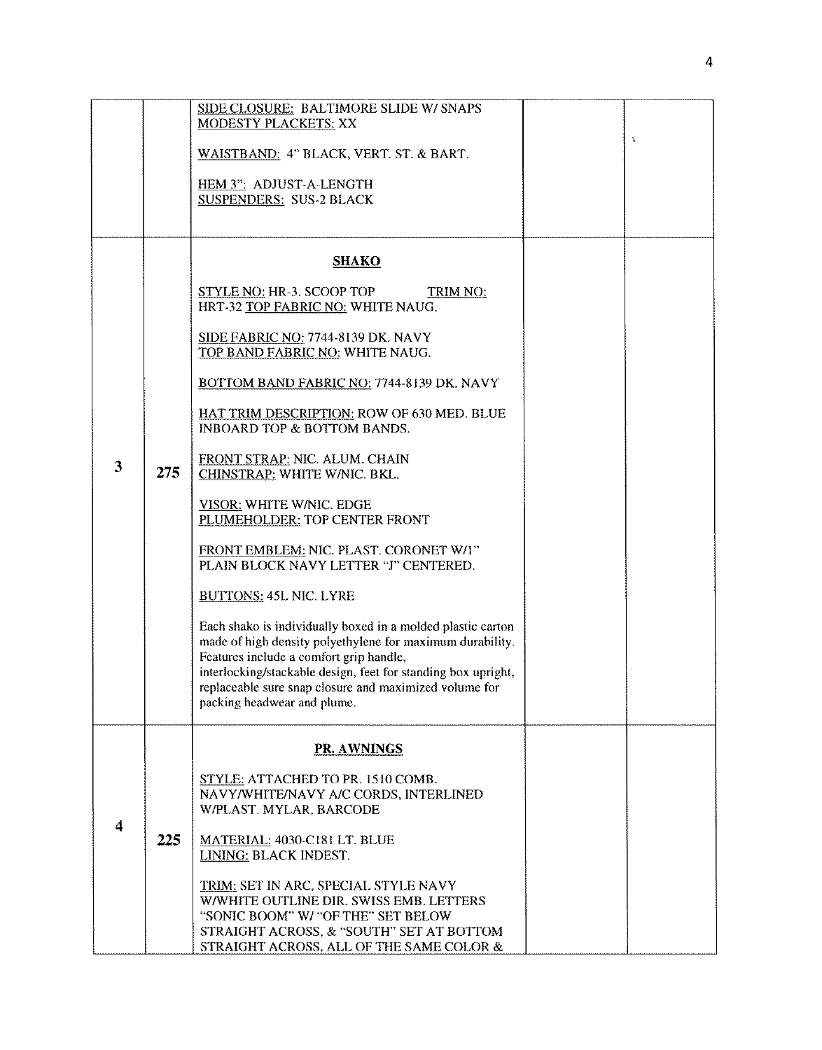| | | | | |
|---|---|---|---|---|
| | | SIDE CLOSURE: BALTIMORE SLIDE W/ SNAPS<br>MODESTY PLACKETS: XX<br><br>WAISTBAND: 4" BLACK, VERT. ST. & BART.<br><br>HEM 3": ADJUST-A-LENGTH<br>SUSPENDERS: SUS-2 BLACK | | |
| 3 | 275 | **SHAKO**<br><br>STYLE NO: HR-3. SCOOP TOP TRIM NO: HRT-32 TOP FABRIC NO: WHITE NAUG.<br><br>SIDE FABRIC NO: 7744-8139 DK. NAVY<br>TOP BAND FABRIC NO: WHITE NAUG.<br><br>BOTTOM BAND FABRIC NO: 7744-8139 DK. NAVY<br><br>HAT TRIM DESCRIPTION: ROW OF 630 MED. BLUE INBOARD TOP & BOTTOM BANDS.<br><br>FRONT STRAP: NIC. ALUM. CHAIN<br>CHINSTRAP: WHITE W/NIC. BKL.<br><br>VISOR: WHITE W/NIC. EDGE<br>PLUMEHOLDER: TOP CENTER FRONT<br><br>FRONT EMBLEM: NIC. PLAST. CORONET W/1" PLAIN BLOCK NAVY LETTER "J" CENTERED.<br><br>BUTTONS: 45L NIC. LYRE<br><br>Each shako is individually boxed in a molded plastic carton made of high density polyethylene for maximum durability. Features include a comfort grip handle, interlocking/stackable design, feet for standing box upright, replaceable sure snap closure and maximized volume for packing headwear and plume. | | |
| 4 | 225 | **PR. AWNINGS**<br><br>STYLE: ATTACHED TO PR. 1510 COMB. NAVY/WHITE/NAVY A/C CORDS, INTERLINED W/PLAST. MYLAR, BARCODE<br><br>MATERIAL: 4030-C181 LT. BLUE<br>LINING: BLACK INDEST.<br><br>TRIM: SET IN ARC, SPECIAL STYLE NAVY W/WHITE OUTLINE DIR. SWISS EMB. LETTERS "SONIC BOOM" W/ "OF THE" SET BELOW STRAIGHT ACROSS, & "SOUTH" SET AT BOTTOM STRAIGHT ACROSS, ALL OF THE SAME COLOR & | | |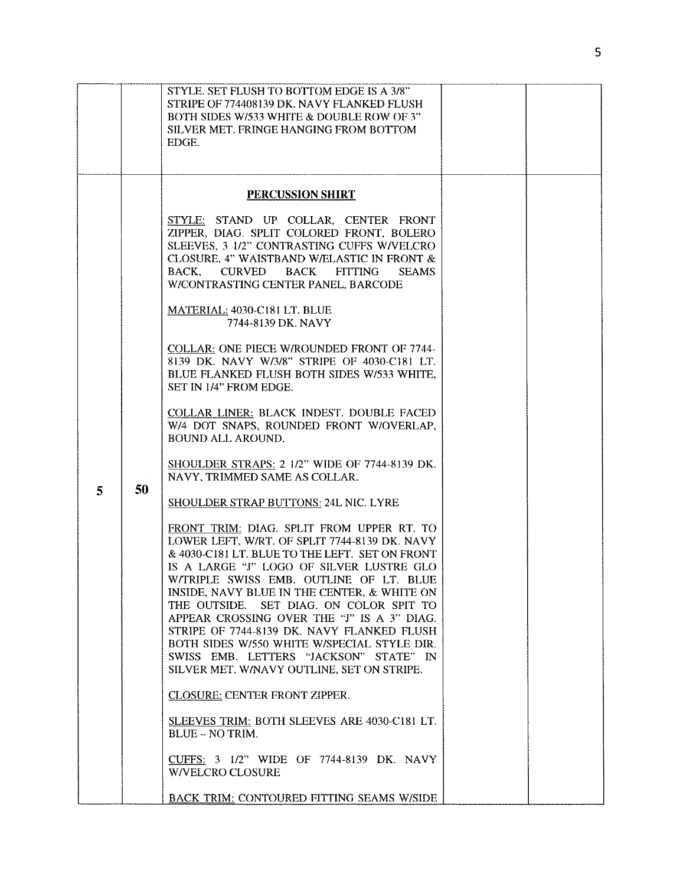| | | | | |
|---|---|---|---|---|
| | | STYLE. SET FLUSH TO BOTTOM EDGE IS A 3/8" STRIPE OF 774408139 DK. NAVY FLANKED FLUSH BOTH SIDES W/533 WHITE & DOUBLE ROW OF 3" SILVER MET. FRINGE HANGING FROM BOTTOM EDGE. | | |
| 5 | 50 | **PERCUSSION SHIRT**<br><br>STYLE: STAND UP COLLAR, CENTER FRONT ZIPPER, DIAG. SPLIT COLORED FRONT, BOLERO SLEEVES, 3 1/2" CONTRASTING CUFFS W/VELCRO CLOSURE, 4" WAISTBAND W/ELASTIC IN FRONT & BACK, CURVED BACK FITTING SEAMS W/CONTRASTING CENTER PANEL, BARCODE<br><br>MATERIAL: 4030-C181 LT. BLUE<br>7744-8139 DK. NAVY<br><br>COLLAR: ONE PIECE W/ROUNDED FRONT OF 7744-8139 DK. NAVY W/3/8" STRIPE OF 4030-C181 LT. BLUE FLANKED FLUSH BOTH SIDES W/533 WHITE, SET IN 1/4" FROM EDGE.<br><br>COLLAR LINER: BLACK INDEST. DOUBLE FACED W/4 DOT SNAPS, ROUNDED FRONT W/OVERLAP, BOUND ALL AROUND.<br><br>SHOULDER STRAPS: 2 1/2" WIDE OF 7744-8139 DK. NAVY, TRIMMED SAME AS COLLAR.<br><br>SHOULDER STRAP BUTTONS: 24L NIC. LYRE<br><br>FRONT TRIM: DIAG. SPLIT FROM UPPER RT. TO LOWER LEFT, W/RT. OF SPLIT 7744-8139 DK. NAVY & 4030-C181 LT. BLUE TO THE LEFT. SET ON FRONT IS A LARGE "J" LOGO OF SILVER LUSTRE GLO W/TRIPLE SWISS EMB. OUTLINE OF LT. BLUE INSIDE, NAVY BLUE IN THE CENTER, & WHITE ON THE OUTSIDE. SET DIAG. ON COLOR SPIT TO APPEAR CROSSING OVER THE "J" IS A 3" DIAG. STRIPE OF 7744-8139 DK. NAVY FLANKED FLUSH BOTH SIDES W/550 WHITE W/SPECIAL STYLE DIR. SWISS EMB. LETTERS "JACKSON" STATE" IN SILVER MET. W/NAVY OUTLINE, SET ON STRIPE.<br><br>CLOSURE: CENTER FRONT ZIPPER.<br><br>SLEEVES TRIM: BOTH SLEEVES ARE 4030-C181 LT. BLUE – NO TRIM.<br><br>CUFFS: 3 1/2" WIDE OF 7744-8139 DK. NAVY W/VELCRO CLOSURE<br><br>BACK TRIM: CONTOURED FITTING SEAMS W/SIDE | | |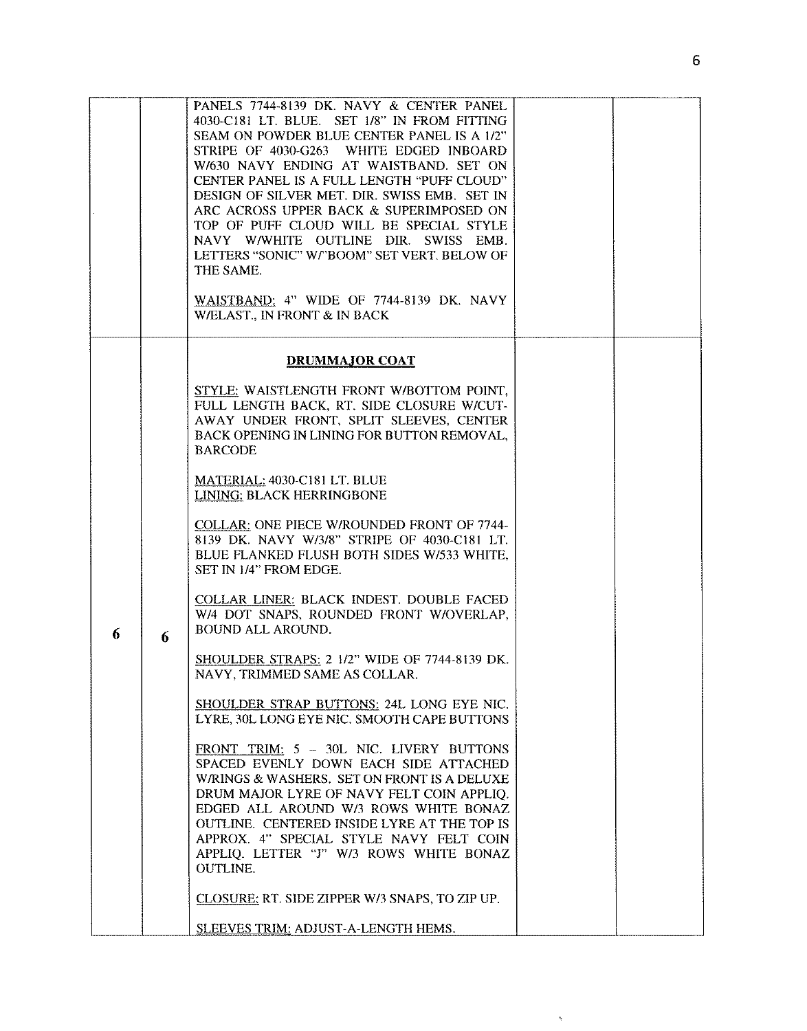| | | | | |
|---|---|---|---|---|
| | | PANELS 7744-8139 DK. NAVY & CENTER PANEL 4030-C181 LT. BLUE. SET 1/8" IN FROM FITTING SEAM ON POWDER BLUE CENTER PANEL IS A 1/2" STRIPE OF 4030-G263 WHITE EDGED INBOARD W/630 NAVY ENDING AT WAISTBAND. SET ON CENTER PANEL IS A FULL LENGTH "PUFF CLOUD" DESIGN OF SILVER MET. DIR. SWISS EMB. SET IN ARC ACROSS UPPER BACK & SUPERIMPOSED ON TOP OF PUFF CLOUD WILL BE SPECIAL STYLE NAVY W/WHITE OUTLINE DIR. SWISS EMB. LETTERS "SONIC" W/"BOOM" SET VERT. BELOW OF THE SAME.<br><br><u>WAISTBAND:</u> 4" WIDE OF 7744-8139 DK. NAVY W/ELAST., IN FRONT & IN BACK | | |
| 6 | 6 | **<u>DRUMMAJOR COAT</u>**<br><br><u>STYLE:</u> WAISTLENGTH FRONT W/BOTTOM POINT, FULL LENGTH BACK, RT. SIDE CLOSURE W/CUT-AWAY UNDER FRONT, SPLIT SLEEVES, CENTER BACK OPENING IN LINING FOR BUTTON REMOVAL, BARCODE<br><br><u>MATERIAL:</u> 4030-C181 LT. BLUE<br><u>LINING:</u> BLACK HERRINGBONE<br><br><u>COLLAR:</u> ONE PIECE W/ROUNDED FRONT OF 7744-8139 DK. NAVY W/3/8" STRIPE OF 4030-C181 LT. BLUE FLANKED FLUSH BOTH SIDES W/533 WHITE, SET IN 1/4" FROM EDGE.<br><br><u>COLLAR LINER:</u> BLACK INDEST. DOUBLE FACED W/4 DOT SNAPS, ROUNDED FRONT W/OVERLAP, BOUND ALL AROUND.<br><br><u>SHOULDER STRAPS:</u> 2 1/2" WIDE OF 7744-8139 DK. NAVY, TRIMMED SAME AS COLLAR.<br><br><u>SHOULDER STRAP BUTTONS:</u> 24L LONG EYE NIC. LYRE, 30L LONG EYE NIC. SMOOTH CAPE BUTTONS<br><br><u>FRONT TRIM:</u> 5 – 30L NIC. LIVERY BUTTONS SPACED EVENLY DOWN EACH SIDE ATTACHED W/RINGS & WASHERS. SET ON FRONT IS A DELUXE DRUM MAJOR LYRE OF NAVY FELT COIN APPLIQ. EDGED ALL AROUND W/3 ROWS WHITE BONAZ OUTLINE. CENTERED INSIDE LYRE AT THE TOP IS APPROX. 4" SPECIAL STYLE NAVY FELT COIN APPLIQ. LETTER "J" W/3 ROWS WHITE BONAZ OUTLINE.<br><br><u>CLOSURE:</u> RT. SIDE ZIPPER W/3 SNAPS, TO ZIP UP.<br><br><u>SLEEVES TRIM:</u> ADJUST-A-LENGTH HEMS. | | |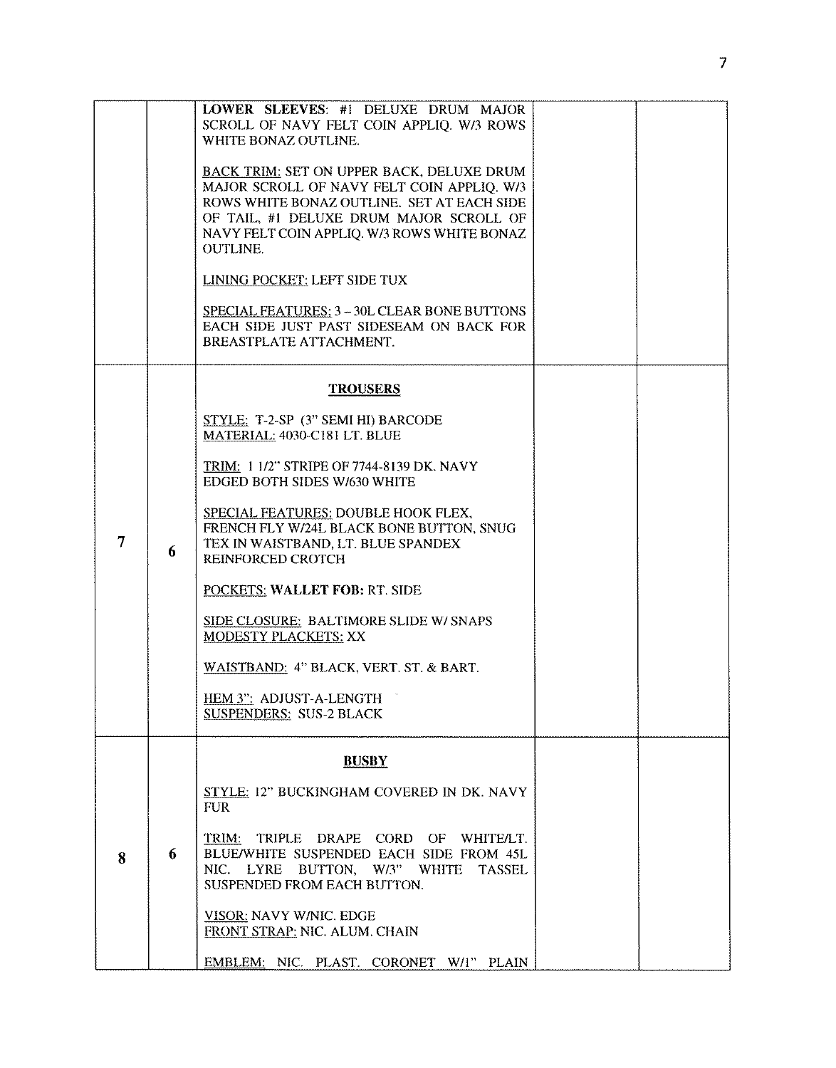| | | | | |
|---|---|---|---|---|
| | | **LOWER SLEEVES**: #1 DELUXE DRUM MAJOR SCROLL OF NAVY FELT COIN APPLIQ. W/3 ROWS WHITE BONAZ OUTLINE.<br><br>BACK TRIM: SET ON UPPER BACK, DELUXE DRUM MAJOR SCROLL OF NAVY FELT COIN APPLIQ. W/3 ROWS WHITE BONAZ OUTLINE. SET AT EACH SIDE OF TAIL, #1 DELUXE DRUM MAJOR SCROLL OF NAVY FELT COIN APPLIQ. W/3 ROWS WHITE BONAZ OUTLINE.<br><br>LINING POCKET: LEFT SIDE TUX<br><br>SPECIAL FEATURES: 3 – 30L CLEAR BONE BUTTONS EACH SIDE JUST PAST SIDESEAM ON BACK FOR BREASTPLATE ATTACHMENT. | | |
| **7** | **6** | **TROUSERS**<br><br>STYLE: T-2-SP (3" SEMI HI) BARCODE<br>MATERIAL: 4030-C181 LT. BLUE<br><br>TRIM: 1 1/2" STRIPE OF 7744-8139 DK. NAVY EDGED BOTH SIDES W/630 WHITE<br><br>SPECIAL FEATURES: DOUBLE HOOK FLEX, FRENCH FLY W/24L BLACK BONE BUTTON, SNUG TEX IN WAISTBAND, LT. BLUE SPANDEX REINFORCED CROTCH<br><br>POCKETS: **WALLET FOB:** RT. SIDE<br><br>SIDE CLOSURE: BALTIMORE SLIDE W/ SNAPS<br>MODESTY PLACKETS: XX<br><br>WAISTBAND: 4" BLACK, VERT. ST. & BART.<br><br>HEM 3": ADJUST-A-LENGTH<br>SUSPENDERS: SUS-2 BLACK | | |
| **8** | **6** | **BUSBY**<br><br>STYLE: 12" BUCKINGHAM COVERED IN DK. NAVY FUR<br><br>TRIM: TRIPLE DRAPE CORD OF WHITE/LT. BLUE/WHITE SUSPENDED EACH SIDE FROM 45L NIC. LYRE BUTTON, W/3" WHITE TASSEL SUSPENDED FROM EACH BUTTON.<br><br>VISOR: NAVY W/NIC. EDGE<br>FRONT STRAP: NIC. ALUM. CHAIN<br><br>EMBLEM: NIC. PLAST. CORONET W/1" PLAIN | | |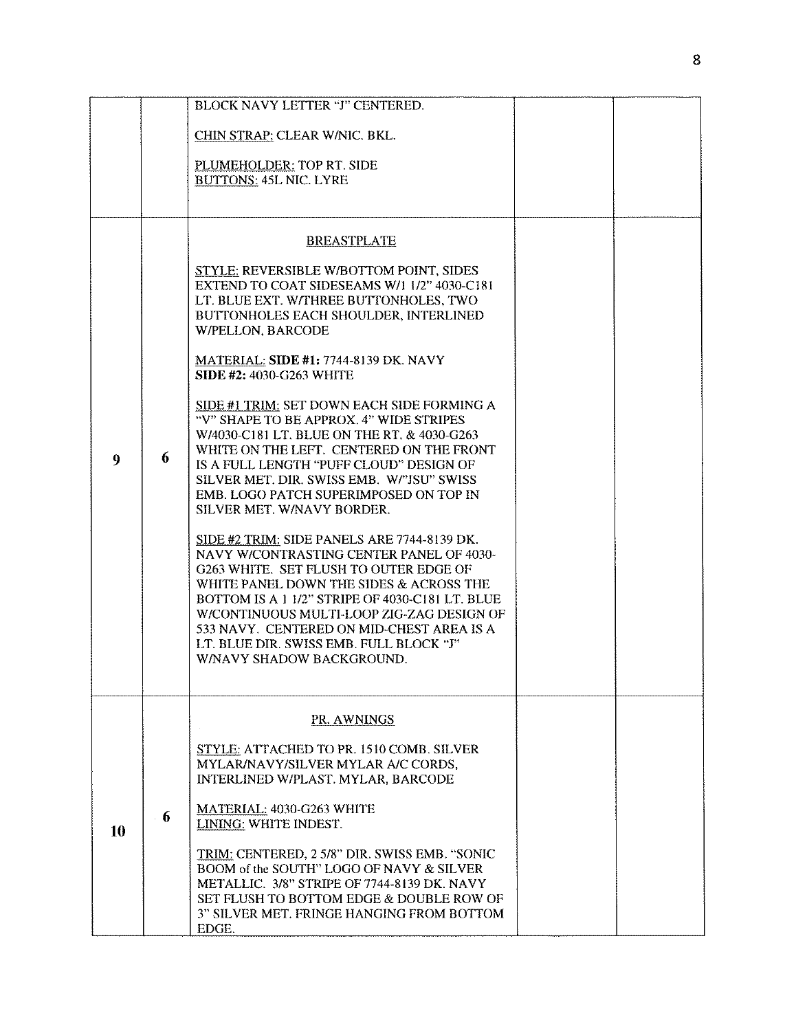| | | | | |
|---|---|---|---|---|
| | | BLOCK NAVY LETTER "J" CENTERED.<br><br>CHIN STRAP: CLEAR W/NIC. BKL.<br><br>PLUMEHOLDER: TOP RT. SIDE<br>BUTTONS: 45L NIC. LYRE | | |
| **9** | **6** | BREASTPLATE<br><br>STYLE: REVERSIBLE W/BOTTOM POINT, SIDES EXTEND TO COAT SIDESEAMS W/1 1/2" 4030-C181 LT. BLUE EXT. W/THREE BUTTONHOLES, TWO BUTTONHOLES EACH SHOULDER, INTERLINED W/PELLON, BARCODE<br><br>MATERIAL: **SIDE #1:** 7744-8139 DK. NAVY<br>**SIDE #2:** 4030-G263 WHITE<br><br>SIDE #1 TRIM: SET DOWN EACH SIDE FORMING A "V" SHAPE TO BE APPROX. 4" WIDE STRIPES W/4030-C181 LT. BLUE ON THE RT. & 4030-G263 WHITE ON THE LEFT. CENTERED ON THE FRONT IS A FULL LENGTH "PUFF CLOUD" DESIGN OF SILVER MET. DIR. SWISS EMB. W/"JSU" SWISS EMB. LOGO PATCH SUPERIMPOSED ON TOP IN SILVER MET. W/NAVY BORDER.<br><br>SIDE #2 TRIM: SIDE PANELS ARE 7744-8139 DK. NAVY W/CONTRASTING CENTER PANEL OF 4030-G263 WHITE. SET FLUSH TO OUTER EDGE OF WHITE PANEL DOWN THE SIDES & ACROSS THE BOTTOM IS A 1 1/2" STRIPE OF 4030-C181 LT. BLUE W/CONTINUOUS MULTI-LOOP ZIG-ZAG DESIGN OF 533 NAVY. CENTERED ON MID-CHEST AREA IS A LT. BLUE DIR. SWISS EMB. FULL BLOCK "J" W/NAVY SHADOW BACKGROUND. | | |
| **10** | **6** | PR. AWNINGS<br><br>STYLE: ATTACHED TO PR. 1510 COMB. SILVER MYLAR/NAVY/SILVER MYLAR A/C CORDS, INTERLINED W/PLAST. MYLAR, BARCODE<br><br>MATERIAL: 4030-G263 WHITE<br>LINING: WHITE INDEST.<br><br>TRIM: CENTERED, 2 5/8" DIR. SWISS EMB. "SONIC BOOM of the SOUTH" LOGO OF NAVY & SILVER METALLIC. 3/8" STRIPE OF 7744-8139 DK. NAVY SET FLUSH TO BOTTOM EDGE & DOUBLE ROW OF 3" SILVER MET. FRINGE HANGING FROM BOTTOM EDGE. | | |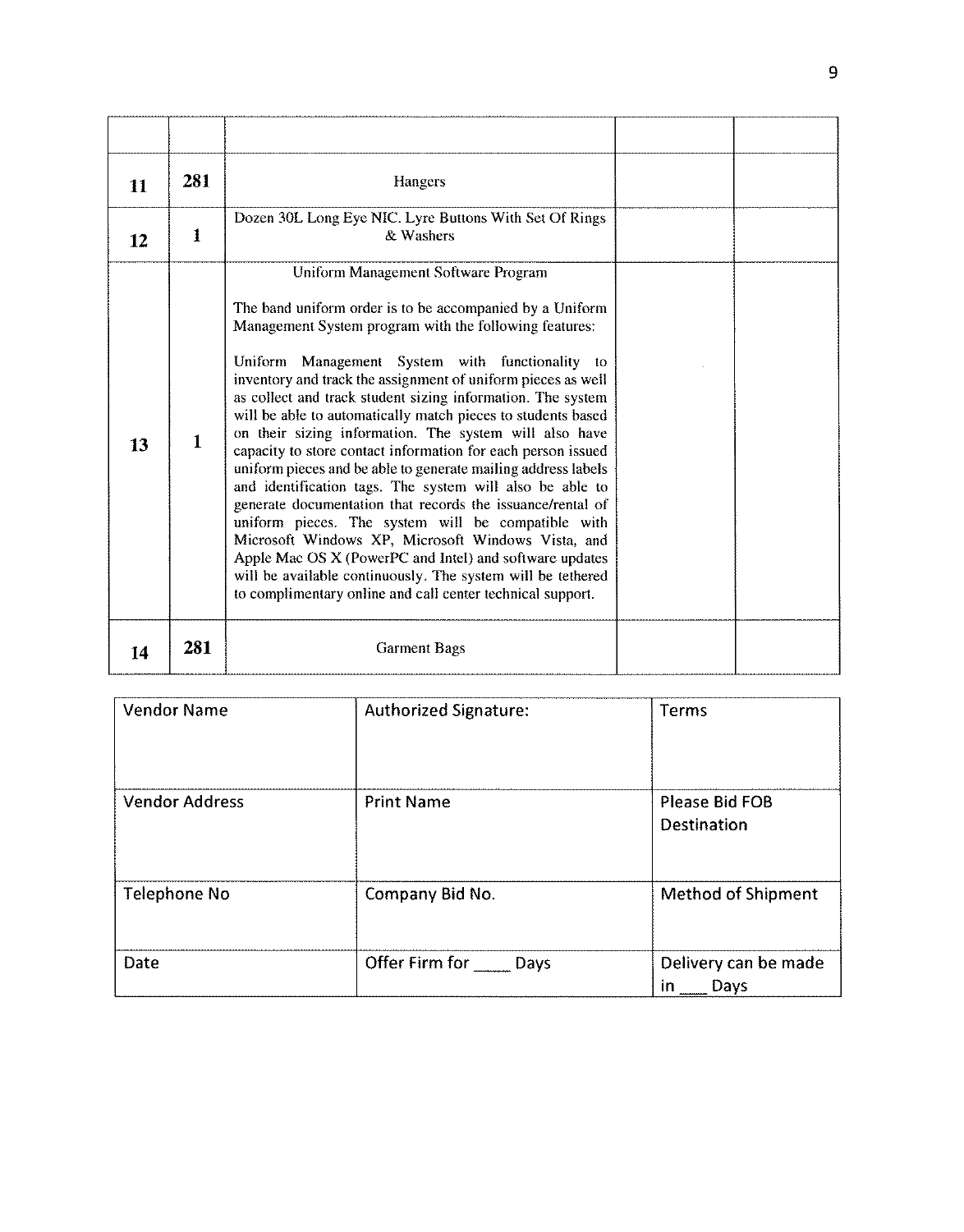| | | | | |
|---|---|---|---|---|
| 11 | 281 | Hangers | | |
| 12 | 1 | Dozen 30L Long Eye NIC. Lyre Buttons With Set Of Rings & Washers | | |
| 13 | 1 | Uniform Management Software Program<br><br>The band uniform order is to be accompanied by a Uniform Management System program with the following features:<br><br>Uniform Management System with functionality to inventory and track the assignment of uniform pieces as well as collect and track student sizing information. The system will be able to automatically match pieces to students based on their sizing information. The system will also have capacity to store contact information for each person issued uniform pieces and be able to generate mailing address labels and identification tags. The system will also be able to generate documentation that records the issuance/rental of uniform pieces. The system will be compatible with Microsoft Windows XP, Microsoft Windows Vista, and Apple Mac OS X (PowerPC and Intel) and software updates will be available continuously. The system will be tethered to complimentary online and call center technical support. | | |
| 14 | 281 | Garment Bags | | |

| | | |
|---|---|---|
| Vendor Name | Authorized Signature: | Terms |
| Vendor Address | Print Name | Please Bid FOB Destination |
| Telephone No | Company Bid No. | Method of Shipment |
| Date | Offer Firm for ____ Days | Delivery can be made in ___ Days |